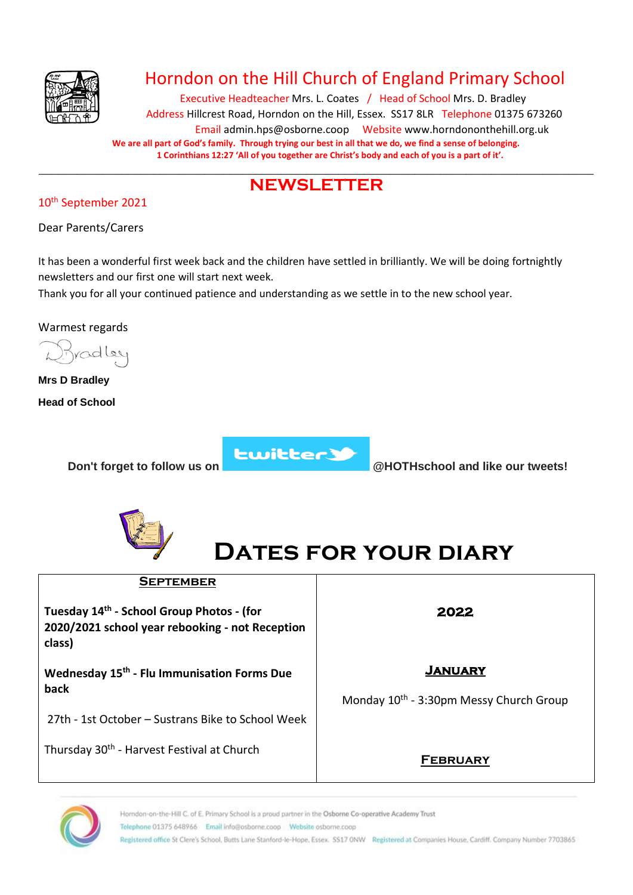# Horndon on the Hill Church of England Primary School

Executive Headteacher Mrs. L. Coates / Head of School Mrs. D. Bradley

Address Hillcrest Road, Horndon on the Hill, Essex. SS17 8LR Telephone 01375 673260

Email admin.hps@osborne.coop Website www.horndononthehill.org.uk

**We are all part of God's family. Through trying our best in all that we do, we find a sense of belonging.**

**1 Corinthians 12:27 'All of you together are Christ's body and each of you is a part of it'.**

## NEWSLETTER

10th September 2021

Dear Parents/Carers

It has been a wonderful first week back and the children have settled in brilliantly. We will be doing fortnightly newsletters and our first one will start next week.

Thank you for all your continued patience and understanding as we settle in to the new school year.

Warmest regards

D Bradley

**Mrs D Bradley**

**Head of School**

**Don't forget to follow us on** twitter **@HOTHschool and like our tweets!**

## Dates for your diary

| **September** | **2022** |
|---|---|
| **Tuesday 14th - School Group Photos - (for 2020/2021 school year rebooking - not Reception class)**<br><br>**Wednesday 15th - Flu Immunisation Forms Due back**<br><br>27th - 1st October – Sustrans Bike to School Week<br><br>Thursday 30th - Harvest Festival at Church | **January**<br><br>Monday 10th - 3:30pm Messy Church Group<br><br>**February** |

Horndon-on-the-Hill C. of E. Primary School is a proud partner in the Osborne Co-operative Academy Trust

Telephone 01375 648966 Email info@osborne.coop Website osborne.coop

Registered office St Clere's School, Butts Lane Stanford-le-Hope, Essex. SS17 0NW Registered at Companies House, Cardiff. Company Number 7703865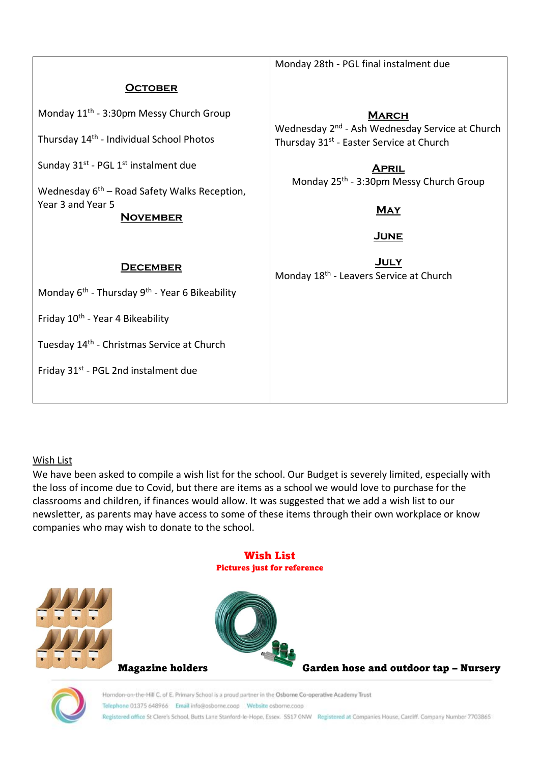### October

Monday 11th - 3:30pm Messy Church Group

Thursday 14th - Individual School Photos

Sunday 31st - PGL 1st instalment due

Wednesday 6th – Road Safety Walks Reception, Year 3 and Year 5

### November

### December

Monday 6th - Thursday 9th - Year 6 Bikeability

Friday 10th - Year 4 Bikeability

Tuesday 14th - Christmas Service at Church

Friday 31st - PGL 2nd instalment due

Monday 28th - PGL final instalment due

### March

Wednesday 2nd - Ash Wednesday Service at Church
Thursday 31st - Easter Service at Church

### April

Monday 25th - 3:30pm Messy Church Group

### May

### June

### July

Monday 18th - Leavers Service at Church

Wish List

We have been asked to compile a wish list for the school. Our Budget is severely limited, especially with the loss of income due to Covid, but there are items as a school we would love to purchase for the classrooms and children, if finances would allow. It was suggested that we add a wish list to our newsletter, as parents may have access to some of these items through their own workplace or know companies who may wish to donate to the school.

## Wish List

**Pictures just for reference**

**Magazine holders**

**Garden hose and outdoor tap – Nursery**

Horndon-on-the-Hill C. of E. Primary School is a proud partner in the Osborne Co-operative Academy Trust
Telephone 01375 648966 Email info@osborne.coop Website osborne.coop
Registered office St Clere's School, Butts Lane Stanford-le-Hope, Essex. SS17 0NW Registered at Companies House, Cardiff. Company Number 7703865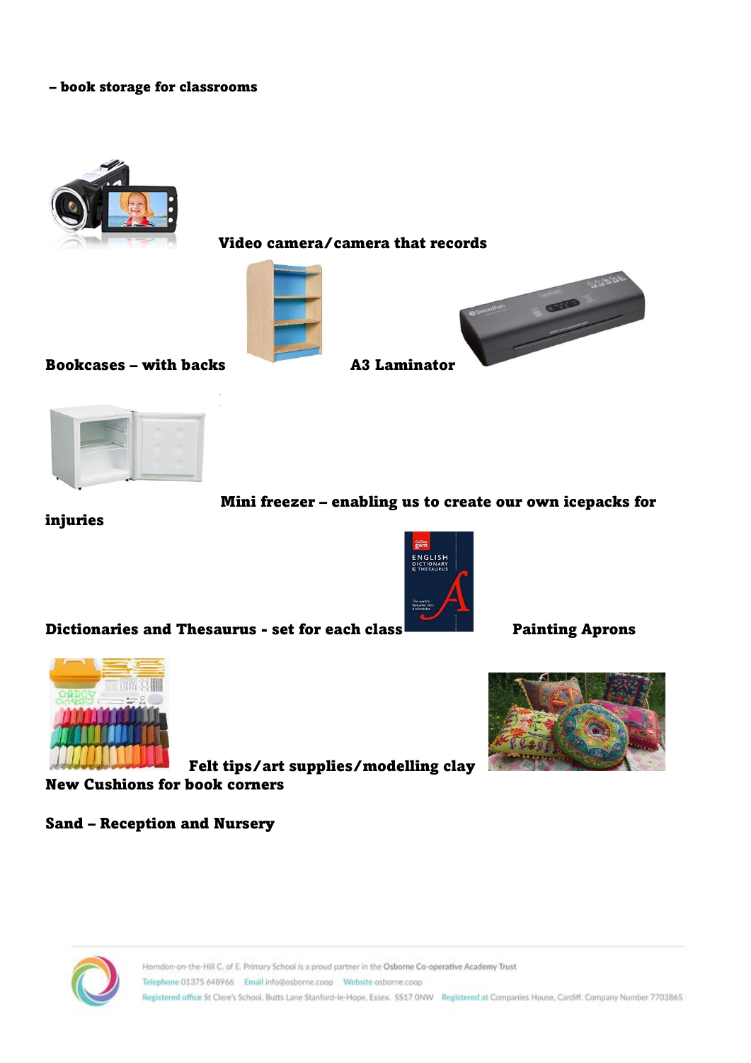**– book storage for classrooms**

**Video camera/camera that records**

**Bookcases – with backs**

**A3 Laminator**

**Mini freezer – enabling us to create our own icepacks for injuries**

**Dictionaries and Thesaurus - set for each class**

**Painting Aprons**

**Felt tips/art supplies/modelling clay**

**New Cushions for book corners**

**Sand – Reception and Nursery**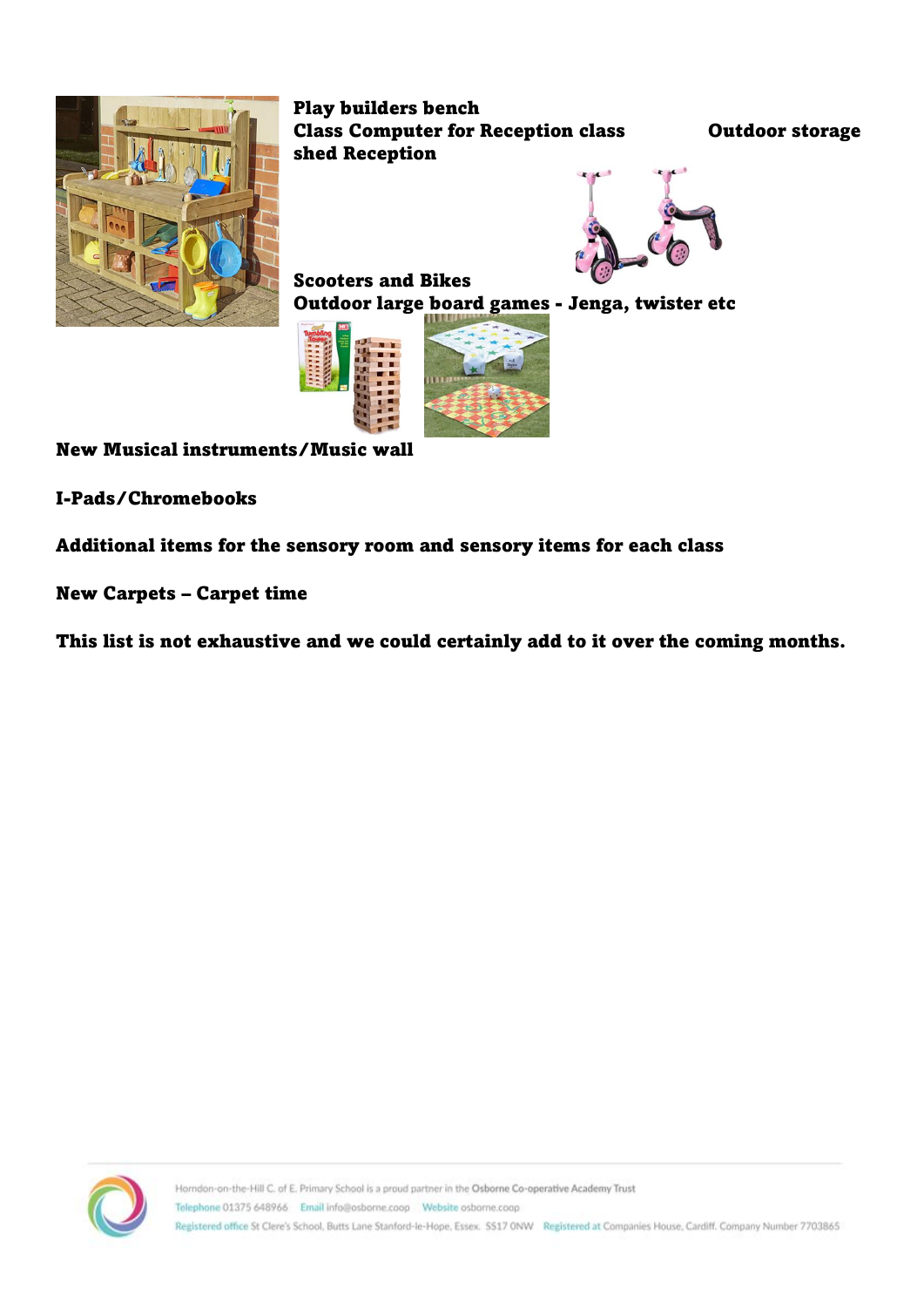**Play builders bench**

**Class Computer for Reception class**

**Outdoor storage shed Reception**

**Scooters and Bikes**

**Outdoor large board games - Jenga, twister etc**

**New Musical instruments/Music wall**

**I-Pads/Chromebooks**

**Additional items for the sensory room and sensory items for each class**

**New Carpets – Carpet time**

**This list is not exhaustive and we could certainly add to it over the coming months.**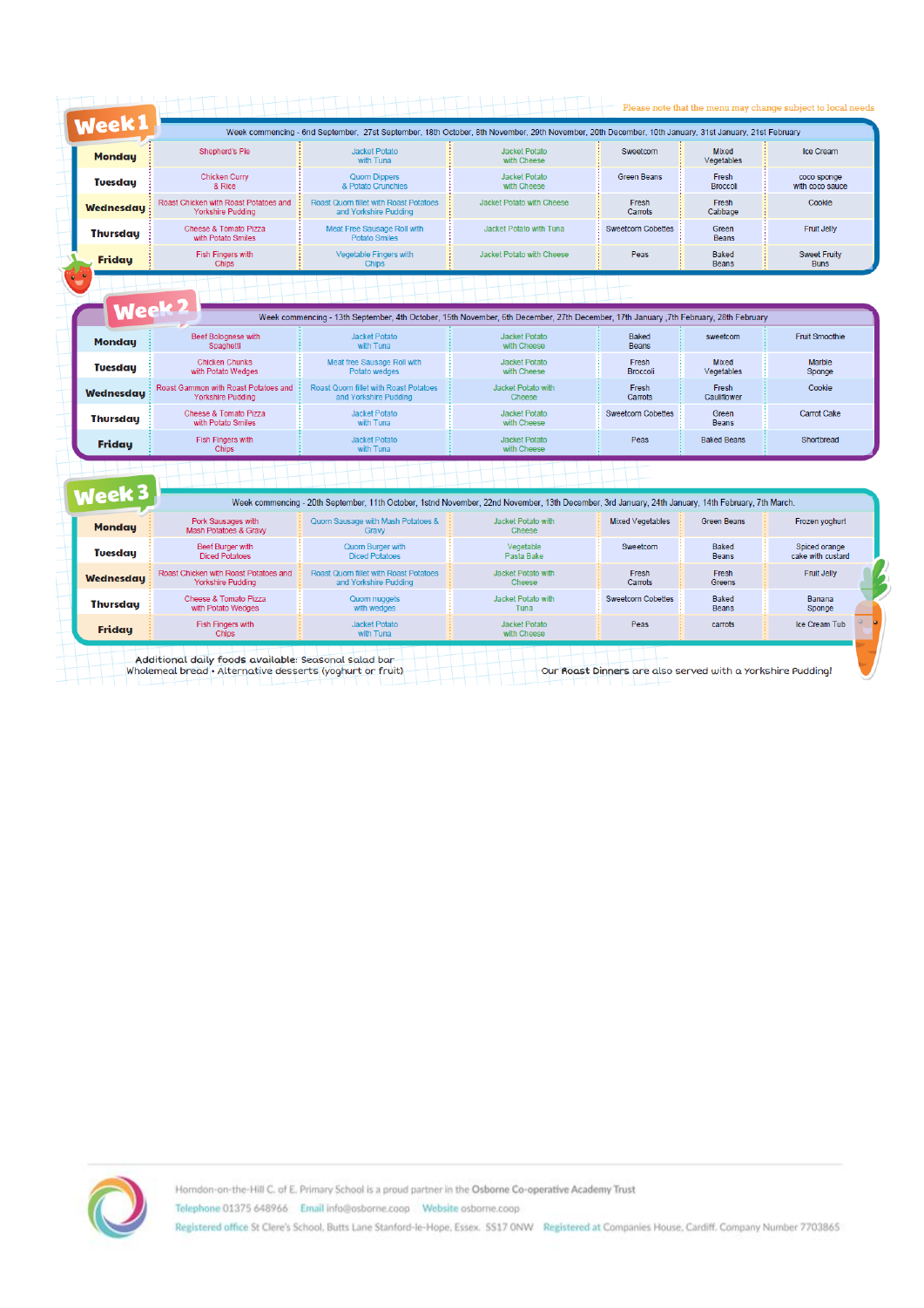Please note that the menu may change subject to local needs

## Week 1

Week commencing - 6nd September, 27st September, 18th October, 8th November, 29th November, 20th December, 10th January, 31st January, 21st February

| | | | | | | |
|---|---|---|---|---|---|---|
| **Monday** | Shepherd's Pie | Jacket Potato with Tuna | Jacket Potato with Cheese | Sweetcorn | Mixed Vegetables | Ice Cream |
| **Tuesday** | Chicken Curry & Rice | Quorn Dippers & Potato Crunchies | Jacket Potato with Cheese | Green Beans | Fresh Broccoli | coco sponge with coco sauce |
| **Wednesday** | Roast Chicken with Roast Potatoes and Yorkshire Pudding | Roast Quorn fillet with Roast Potatoes and Yorkshire Pudding | Jacket Potato with Cheese | Fresh Carrots | Fresh Cabbage | Cookie |
| **Thursday** | Cheese & Tomato Pizza with Potato Smiles | Meat Free Sausage Roll with Potato Smiles | Jacket Potato with Tuna | Sweetcorn Cobettes | Green Beans | Fruit Jelly |
| **Friday** | Fish Fingers with Chips | Vegetable Fingers with Chips | Jacket Potato with Cheese | Peas | Baked Beans | Sweet Fruity Buns |

## Week 2

Week commencing - 13th September, 4th October, 15th November, 6th December, 27th December, 17th January ,7th February, 28th February

| | | | | | | |
|---|---|---|---|---|---|---|
| **Monday** | Beef Bolognese with Spaghetti | Jacket Potato with Tuna | Jacket Potato with Cheese | Baked Beans | sweetcorn | Fruit Smoothie |
| **Tuesday** | Chicken Chunks with Potato Wedges | Meat free Sausage Roll with Potato wedges | Jacket Potato with Cheese | Fresh Broccoli | Mixed Vegetables | Marble Sponge |
| **Wednesday** | Roast Gammon with Roast Potatoes and Yorkshire Pudding | Roast Quorn fillet with Roast Potatoes and Yorkshire Pudding | Jacket Potato with Cheese | Fresh Carrots | Fresh Cauliflower | Cookie |
| **Thursday** | Cheese & Tomato Pizza with Potato Smiles | Jacket Potato with Tuna | Jacket Potato with Cheese | Sweetcorn Cobettes | Green Beans | Carrot Cake |
| **Friday** | Fish Fingers with Chips | Jacket Potato with Tuna | Jacket Potato with Cheese | Peas | Baked Beans | Shortbread |

## Week 3

Week commencing - 20th September, 11th October, 1stnd November, 22nd November, 13th December, 3rd January, 24th January, 14th February, 7th March.

| | | | | | | |
|---|---|---|---|---|---|---|
| **Monday** | Pork Sausages with Mash Potatoes & Gravy | Quorn Sausage with Mash Potatoes & Gravy | Jacket Potato with Cheese | Mixed Vegetables | Green Beans | Frozen yoghurt |
| **Tuesday** | Beef Burger with Diced Potatoes | Quorn Burger with Diced Potatoes | Vegetable Pasta Bake | Sweetcorn | Baked Beans | Spiced orange cake with custard |
| **Wednesday** | Roast Chicken with Roast Potatoes and Yorkshire Pudding | Roast Quorn fillet with Roast Potatoes and Yorkshire Pudding | Jacket Potato with Cheese | Fresh Carrots | Fresh Greens | Fruit Jelly |
| **Thursday** | Cheese & Tomato Pizza with Potato Wedges | Quorn nuggets with wedges | Jacket Potato with Tuna | Sweetcorn Cobettes | Baked Beans | Banana Sponge |
| **Friday** | Fish Fingers with Chips | Jacket Potato with Tuna | Jacket Potato with Cheese | Peas | carrots | Ice Cream Tub |

Additional daily foods available: Seasonal salad bar
Wholemeal bread • Alternative desserts (yoghurt or fruit)

Our Roast Dinners are also served with a Yorkshire Pudding!

Horndon-on-the-Hill C. of E. Primary School is a proud partner in the Osborne Co-operative Academy Trust
Telephone 01375 648966 Email info@osborne.coop Website osborne.coop
Registered office St Clere's School, Butts Lane Stanford-le-Hope, Essex. SS17 0NW Registered at Companies House, Cardiff. Company Number 7703865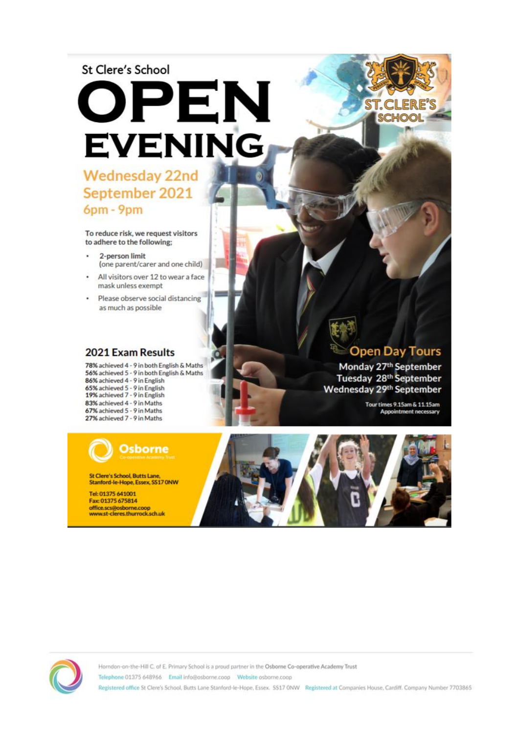St Clere's School

# OPEN EVENING

## Wednesday 22nd September 2021
## 6pm - 9pm

To reduce risk, we request visitors to adhere to the following;

- 2-person limit (one parent/carer and one child)
- All visitors over 12 to wear a face mask unless exempt
- Please observe social distancing as much as possible

ST.CLERE'S SCHOOL

## 2021 Exam Results

78% achieved 4 - 9 in both English & Maths
56% achieved 5 - 9 in both English & Maths
86% achieved 4 - 9 in English
65% achieved 5 - 9 in English
19% achieved 7 - 9 in English
83% achieved 4 - 9 in Maths
67% achieved 5 - 9 in Maths
27% achieved 7 - 9 in Maths

## Open Day Tours

Monday 27th September
Tuesday 28th September
Wednesday 29th September

Tour times 9.15am & 11.15am
Appointment necessary

Osborne
Co-operative Academy Trust

St Clere's School, Butts Lane, Stanford-le-Hope, Essex, SS17 0NW

Tel: 01375 641001
Fax: 01375 675814
office.scs@osborne.coop
www.st-cleres.thurrock.sch.uk

Horndon-on-the-Hill C. of E. Primary School is a proud partner in the Osborne Co-operative Academy Trust

Telephone 01375 648966 Email info@osborne.coop Website osborne.coop

Registered office St Clere's School, Butts Lane Stanford-le-Hope, Essex. SS17 0NW Registered at Companies House, Cardiff. Company Number 7703865